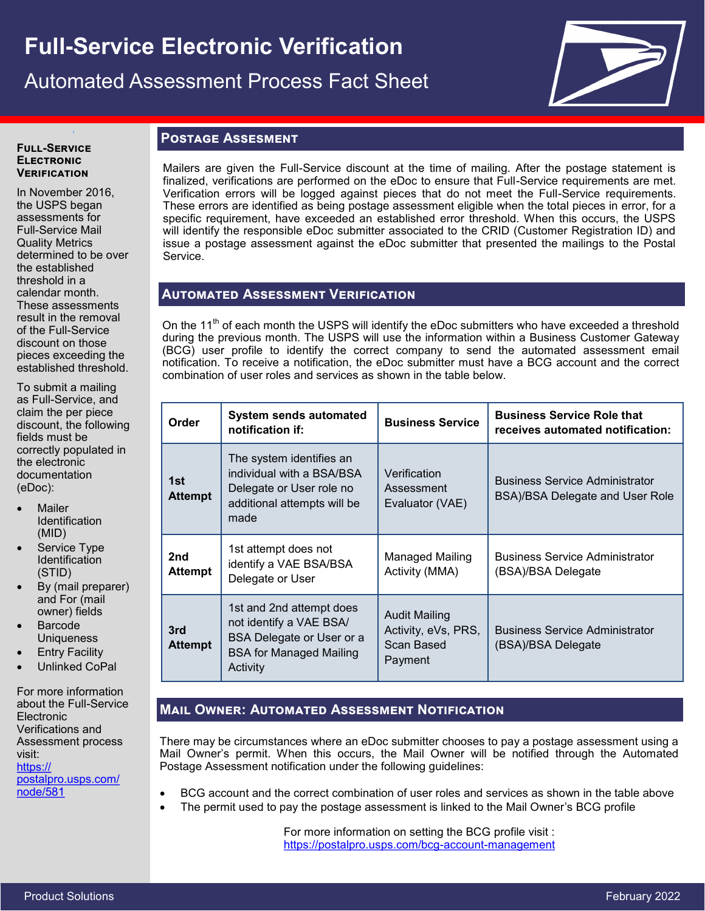# Full-Service Electronic Verification

## Automated Assessment Process Fact Sheet

### Full-Service Electronic Verification

In November 2016, the USPS began assessments for Full-Service Mail Quality Metrics determined to be over the established threshold in a calendar month. These assessments result in the removal of the Full-Service discount on those pieces exceeding the established threshold.

To submit a mailing as Full-Service, and claim the per piece discount, the following fields must be correctly populated in the electronic documentation (eDoc):

- Mailer Identification (MID)
- Service Type Identification (STID)
- By (mail preparer) and For (mail owner) fields
- Barcode Uniqueness
- Entry Facility
- Unlinked CoPal

For more information about the Full-Service Electronic Verifications and Assessment process visit: https://postalpro.usps.com/node/581

## Postage Assessment

Mailers are given the Full-Service discount at the time of mailing. After the postage statement is finalized, verifications are performed on the eDoc to ensure that Full-Service requirements are met. Verification errors will be logged against pieces that do not meet the Full-Service requirements. These errors are identified as being postage assessment eligible when the total pieces in error, for a specific requirement, have exceeded an established error threshold. When this occurs, the USPS will identify the responsible eDoc submitter associated to the CRID (Customer Registration ID) and issue a postage assessment against the eDoc submitter that presented the mailings to the Postal Service.

## Automated Assessment Verification

On the 11th of each month the USPS will identify the eDoc submitters who have exceeded a threshold during the previous month. The USPS will use the information within a Business Customer Gateway (BCG) user profile to identify the correct company to send the automated assessment email notification. To receive a notification, the eDoc submitter must have a BCG account and the correct combination of user roles and services as shown in the table below.

| Order | System sends automated notification if: | Business Service | Business Service Role that receives automated notification: |
|---|---|---|---|
| 1st Attempt | The system identifies an individual with a BSA/BSA Delegate or User role no additional attempts will be made | Verification Assessment Evaluator (VAE) | Business Service Administrator BSA)/BSA Delegate and User Role |
| 2nd Attempt | 1st attempt does not identify a VAE BSA/BSA Delegate or User | Managed Mailing Activity (MMA) | Business Service Administrator (BSA)/BSA Delegate |
| 3rd Attempt | 1st and 2nd attempt does not identify a VAE BSA/ BSA Delegate or User or a BSA for Managed Mailing Activity | Audit Mailing Activity, eVs, PRS, Scan Based Payment | Business Service Administrator (BSA)/BSA Delegate |

## Mail Owner: Automated Assessment Notification

There may be circumstances where an eDoc submitter chooses to pay a postage assessment using a Mail Owner's permit. When this occurs, the Mail Owner will be notified through the Automated Postage Assessment notification under the following guidelines:

- BCG account and the correct combination of user roles and services as shown in the table above
- The permit used to pay the postage assessment is linked to the Mail Owner's BCG profile

For more information on setting the BCG profile visit : https://postalpro.usps.com/bcg-account-management

Product Solutions February 2022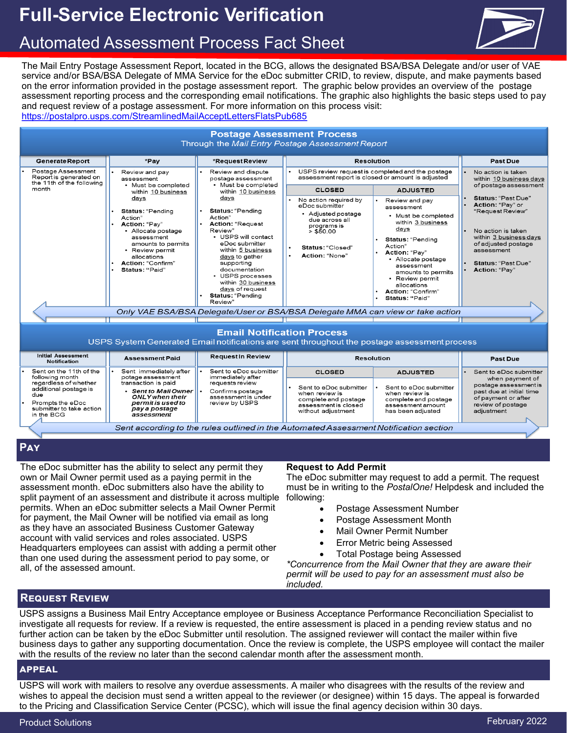# Full-Service Electronic Verification

## Automated Assessment Process Fact Sheet

The Mail Entry Postage Assessment Report, located in the BCG, allows the designated BSA/BSA Delegate and/or user of VAE service and/or BSA/BSA Delegate of MMA Service for the eDoc submitter CRID, to review, dispute, and make payments based on the error information provided in the postage assessment report. The graphic below provides an overview of the postage assessment reporting process and the corresponding email notifications. The graphic also highlights the basic steps used to pay and request review of a postage assessment. For more information on this process visit: https://postalpro.usps.com/StreamlinedMailAcceptLettersFlatsPub685

### Postage Assessment Process

Through the *Mail Entry Postage Assessment Report*

| Generate Report | *Pay | *Request Review | Resolution | | Past Due |
|---|---|---|---|---|---|
| | | | USPS review request is completed and the postage assessment report is closed or amount is adjusted | | |
| | | | CLOSED | ADJUSTED | |
| • Postage Assessment Report is generated on the 11th of the following month | • Review and pay assessment<br>• Must be completed within 10 business days<br><br>• **Status:** "Pending Action"<br>• **Action:** "Pay"<br>• Allocate postage assessment amounts to permits<br>• Review permit allocations<br>• **Action:** "Confirm"<br>• **Status:** "Paid" | • Review and dispute postage assessment<br>• Must be completed within 10 business days<br><br>• **Status:** "Pending Action"<br>• **Action:** "Request Review"<br>• USPS will contact eDoc submitter within 5 business days to gather supporting documentation<br>• USPS processes within 30 business days of request<br>• **Status:** "Pending Review" | • No action required by eDoc submitter<br>• Adjusted postage due across all programs is > $50.00<br><br>• **Status:** "Closed"<br>• **Action:** "None" | • Review and pay assessment<br>• Must be completed within 3 business days<br><br>• **Status:** "Pending Action"<br>• **Action:** "Pay"<br>• Allocate postage assessment amounts to permits<br>• Review permit allocations<br>• **Action:** "Confirm"<br>• **Status:** "Paid" | • No action is taken within 10 business days of postage assessment<br><br>• **Status:** "Past Due"<br>• **Action:** "Pay" or "Request Review"<br><br>No action is taken within 3 business days of adjusted postage assessment<br><br>• **Status:** "Past Due"<br>• **Action:** "Pay" |

*Only VAE BSA/BSA Delegate/User or BSA/BSA Delegate MMA can view or take action*

### Email Notification Process

USPS System Generated Email notifications are sent throughout the postage assessment process

| Initial Assessment Notification | Assessment Paid | Request In Review | Resolution | | Past Due |
|---|---|---|---|---|---|
| | | | CLOSED | ADJUSTED | |
| • Sent on the 11th of the following month regardless of whether additional postage is due<br>• Prompts the eDoc submitter to take action in the BCG | • Sent immediately after potage assessment transaction is paid<br>• ***Sent to Mail Owner ONLY when their permit is used to pay a postage assessment*** | • Sent to eDoc submitter immediately after requests review<br>• Confirms postage assessment is under review by USPS | • Sent to eDoc submitter when review is complete and postage assessment is closed without adjustment | • Sent to eDoc submitter when review is complete and postage assessment amount has been adjusted | • Sent to eDoc submitter when payment of postage assessment is past due at initial time of payment or after review of postage adjustment |

*Sent according to the rules outlined in the Automated Assessment Notification section*

## Pay

The eDoc submitter has the ability to select any permit they own or Mail Owner permit used as a paying permit in the assessment month. eDoc submitters also have the ability to split payment of an assessment and distribute it across multiple permits. When an eDoc submitter selects a Mail Owner Permit for payment, the Mail Owner will be notified via email as long as they have an associated Business Customer Gateway account with valid services and roles associated. USPS Headquarters employees can assist with adding a permit other than one used during the assessment period to pay some, or all, of the assessed amount.

**Request to Add Permit**

The eDoc submitter may request to add a permit. The request must be in writing to the *PostalOne!* Helpdesk and included the following:

- Postage Assessment Number
- Postage Assessment Month
- Mail Owner Permit Number
- Error Metric being Assessed
- Total Postage being Assessed

**Concurrence from the Mail Owner that they are aware their permit will be used to pay for an assessment must also be included.*

## Request Review

USPS assigns a Business Mail Entry Acceptance employee or Business Acceptance Performance Reconciliation Specialist to investigate all requests for review. If a review is requested, the entire assessment is placed in a pending review status and no further action can be taken by the eDoc Submitter until resolution. The assigned reviewer will contact the mailer within five business days to gather any supporting documentation. Once the review is complete, the USPS employee will contact the mailer with the results of the review no later than the second calendar month after the assessment month.

## Appeal

USPS will work with mailers to resolve any overdue assessments. A mailer who disagrees with the results of the review and wishes to appeal the decision must send a written appeal to the reviewer (or designee) within 15 days. The appeal is forwarded to the Pricing and Classification Service Center (PCSC), which will issue the final agency decision within 30 days.